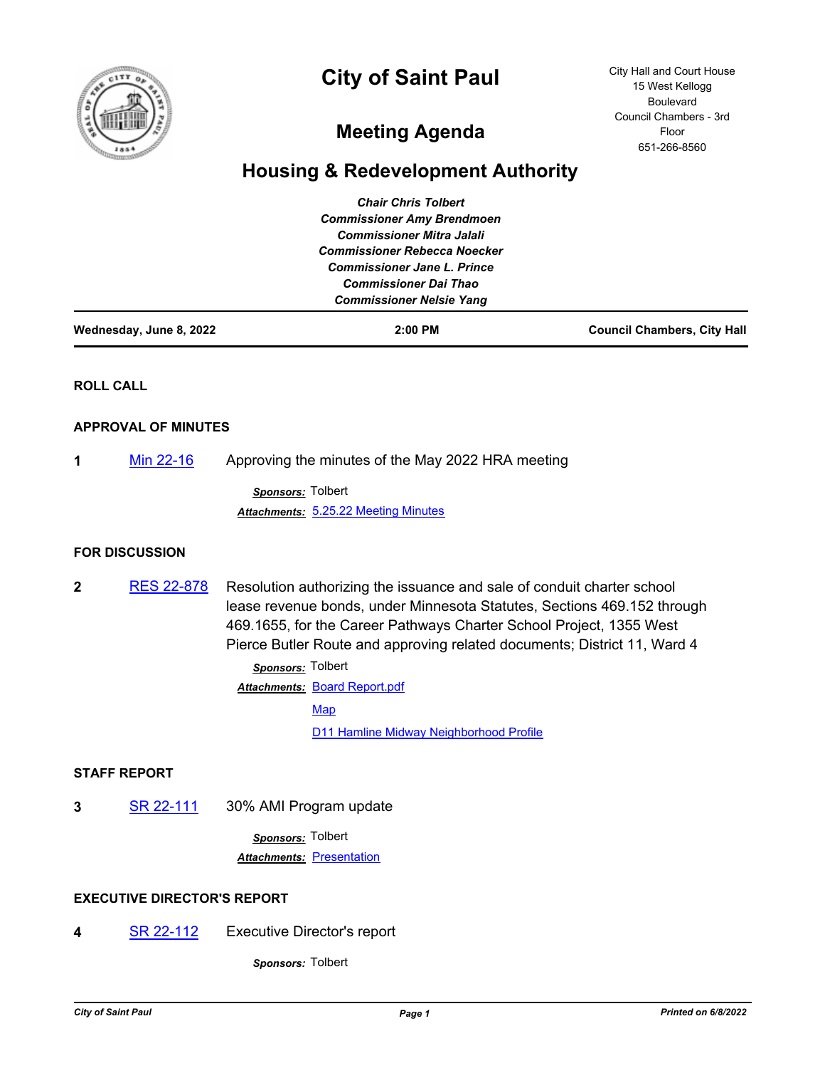# City of Saint Paul

City Hall and Court House
15 West Kellogg Boulevard
Council Chambers - 3rd Floor
651-266-8560

## Meeting Agenda

## Housing & Redevelopment Authority

***Chair Chris Tolbert***
***Commissioner Amy Brendmoen***
***Commissioner Mitra Jalali***
***Commissioner Rebecca Noecker***
***Commissioner Jane L. Prince***
***Commissioner Dai Thao***
***Commissioner Nelsie Yang***

**Wednesday, June 8, 2022** | **2:00 PM** | **Council Chambers, City Hall**

### ROLL CALL

### APPROVAL OF MINUTES

**1** Min 22-16 — Approving the minutes of the May 2022 HRA meeting

***Sponsors:*** Tolbert
***Attachments:*** 5.25.22 Meeting Minutes

### FOR DISCUSSION

**2** RES 22-878 — Resolution authorizing the issuance and sale of conduit charter school lease revenue bonds, under Minnesota Statutes, Sections 469.152 through 469.1655, for the Career Pathways Charter School Project, 1355 West Pierce Butler Route and approving related documents; District 11, Ward 4

***Sponsors:*** Tolbert
***Attachments:*** Board Report.pdf
Map
D11 Hamline Midway Neighborhood Profile

### STAFF REPORT

**3** SR 22-111 — 30% AMI Program update

***Sponsors:*** Tolbert
***Attachments:*** Presentation

### EXECUTIVE DIRECTOR'S REPORT

**4** SR 22-112 — Executive Director's report

***Sponsors:*** Tolbert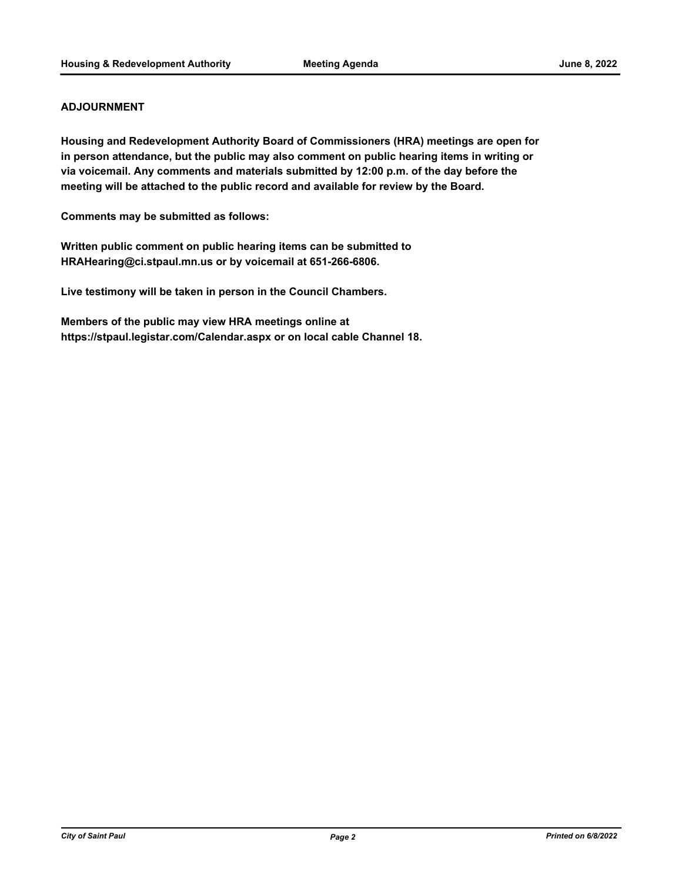## ADJOURNMENT

**Housing and Redevelopment Authority Board of Commissioners (HRA) meetings are open for in person attendance, but the public may also comment on public hearing items in writing or via voicemail. Any comments and materials submitted by 12:00 p.m. of the day before the meeting will be attached to the public record and available for review by the Board.**

**Comments may be submitted as follows:**

**Written public comment on public hearing items can be submitted to HRAHearing@ci.stpaul.mn.us or by voicemail at 651-266-6806.**

**Live testimony will be taken in person in the Council Chambers.**

**Members of the public may view HRA meetings online at https://stpaul.legistar.com/Calendar.aspx or on local cable Channel 18.**